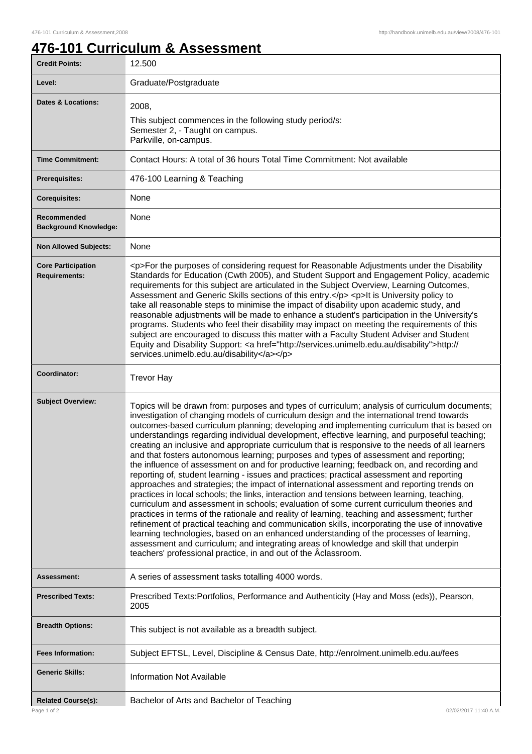# 476-101 Curriculum & Assessment

| | |
|---|---|
| **Credit Points:** | 12.500 |
| **Level:** | Graduate/Postgraduate |
| **Dates & Locations:** | 2008,<br>This subject commences in the following study period/s:<br>Semester 2, - Taught on campus.<br>Parkville, on-campus. |
| **Time Commitment:** | Contact Hours: A total of 36 hours Total Time Commitment: Not available |
| **Prerequisites:** | 476-100 Learning & Teaching |
| **Corequisites:** | None |
| **Recommended Background Knowledge:** | None |
| **Non Allowed Subjects:** | None |
| **Core Participation Requirements:** | <p>For the purposes of considering request for Reasonable Adjustments under the Disability Standards for Education (Cwth 2005), and Student Support and Engagement Policy, academic requirements for this subject are articulated in the Subject Overview, Learning Outcomes, Assessment and Generic Skills sections of this entry.</p> <p>It is University policy to take all reasonable steps to minimise the impact of disability upon academic study, and reasonable adjustments will be made to enhance a student's participation in the University's programs. Students who feel their disability may impact on meeting the requirements of this subject are encouraged to discuss this matter with a Faculty Student Adviser and Student Equity and Disability Support: <a href="http://services.unimelb.edu.au/disability">http://services.unimelb.edu.au/disability</a></p> |
| **Coordinator:** | Trevor Hay |
| **Subject Overview:** | Topics will be drawn from: purposes and types of curriculum; analysis of curriculum documents; investigation of changing models of curriculum design and the international trend towards outcomes-based curriculum planning; developing and implementing curriculum that is based on understandings regarding individual development, effective learning, and purposeful teaching; creating an inclusive and appropriate curriculum that is responsive to the needs of all learners and that fosters autonomous learning; purposes and types of assessment and reporting; the influence of assessment on and for productive learning; feedback on, and recording and reporting of, student learning - issues and practices; practical assessment and reporting approaches and strategies; the impact of international assessment and reporting trends on practices in local schools; the links, interaction and tensions between learning, teaching, curriculum and assessment in schools; evaluation of some current curriculum theories and practices in terms of the rationale and reality of learning, teaching and assessment; further refinement of practical teaching and communication skills, incorporating the use of innovative learning technologies, based on an enhanced understanding of the processes of learning, assessment and curriculum; and integrating areas of knowledge and skill that underpin teachers' professional practice, in and out of the Âclassroom. |
| **Assessment:** | A series of assessment tasks totalling 4000 words. |
| **Prescribed Texts:** | Prescribed Texts:Portfolios, Performance and Authenticity (Hay and Moss (eds)), Pearson, 2005 |
| **Breadth Options:** | This subject is not available as a breadth subject. |
| **Fees Information:** | Subject EFTSL, Level, Discipline & Census Date, http://enrolment.unimelb.edu.au/fees |
| **Generic Skills:** | Information Not Available |
| **Related Course(s):** | Bachelor of Arts and Bachelor of Teaching |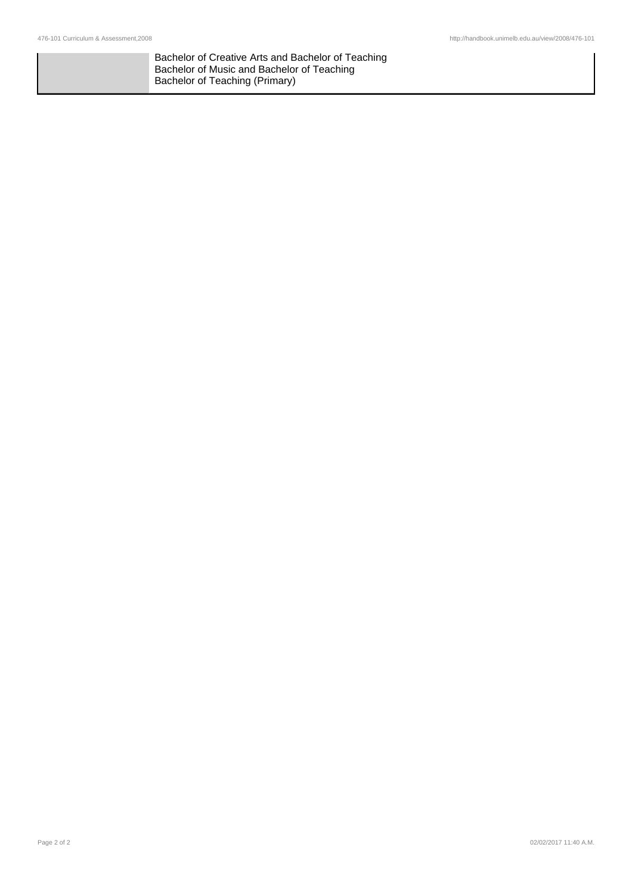| | |
|---|---|
| | Bachelor of Creative Arts and Bachelor of Teaching<br>Bachelor of Music and Bachelor of Teaching<br>Bachelor of Teaching (Primary) |